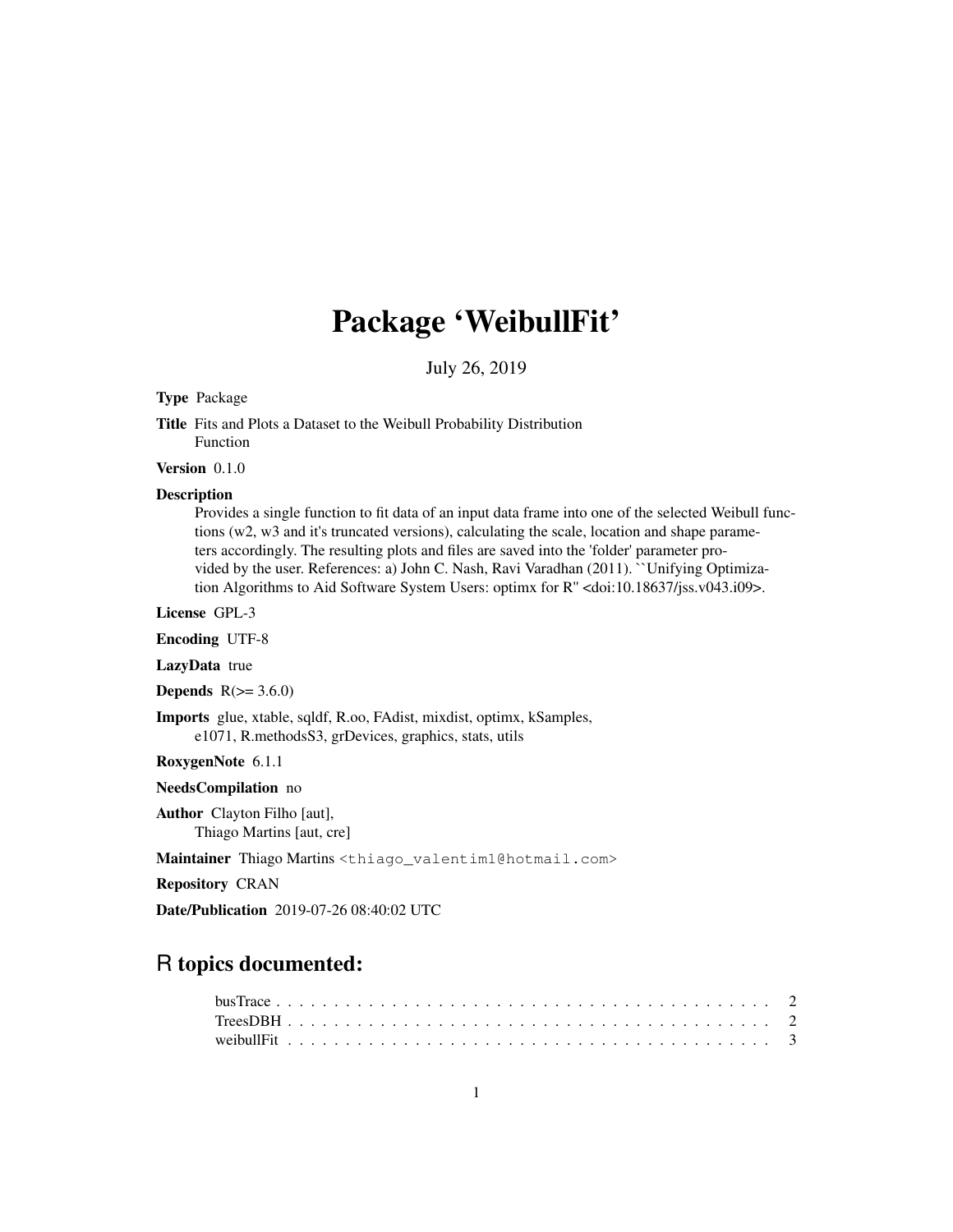# Package 'WeibullFit'

July 26, 2019

**Type** Package

**Title** Fits and Plots a Dataset to the Weibull Probability Distribution Function

**Version** 0.1.0

**Description**
Provides a single function to fit data of an input data frame into one of the selected Weibull functions (w2, w3 and it's truncated versions), calculating the scale, location and shape parameters accordingly. The resulting plots and files are saved into the 'folder' parameter provided by the user. References: a) John C. Nash, Ravi Varadhan (2011). ``Unifying Optimization Algorithms to Aid Software System Users: optimx for R'' <doi:10.18637/jss.v043.i09>.

**License** GPL-3

**Encoding** UTF-8

**LazyData** true

**Depends** R(>= 3.6.0)

**Imports** glue, xtable, sqldf, R.oo, FAdist, mixdist, optimx, kSamples, e1071, R.methodsS3, grDevices, graphics, stats, utils

**RoxygenNote** 6.1.1

**NeedsCompilation** no

**Author** Clayton Filho [aut], Thiago Martins [aut, cre]

**Maintainer** Thiago Martins <thiago_valentim1@hotmail.com>

**Repository** CRAN

**Date/Publication** 2019-07-26 08:40:02 UTC

## R topics documented:

- busTrace . . . . . . . . . . . . . . . . . . . . . . . . . . . . . . . . . . . . . . . . . . 2
- TreesDBH . . . . . . . . . . . . . . . . . . . . . . . . . . . . . . . . . . . . . . . . . 2
- weibullFit . . . . . . . . . . . . . . . . . . . . . . . . . . . . . . . . . . . . . . . . . 3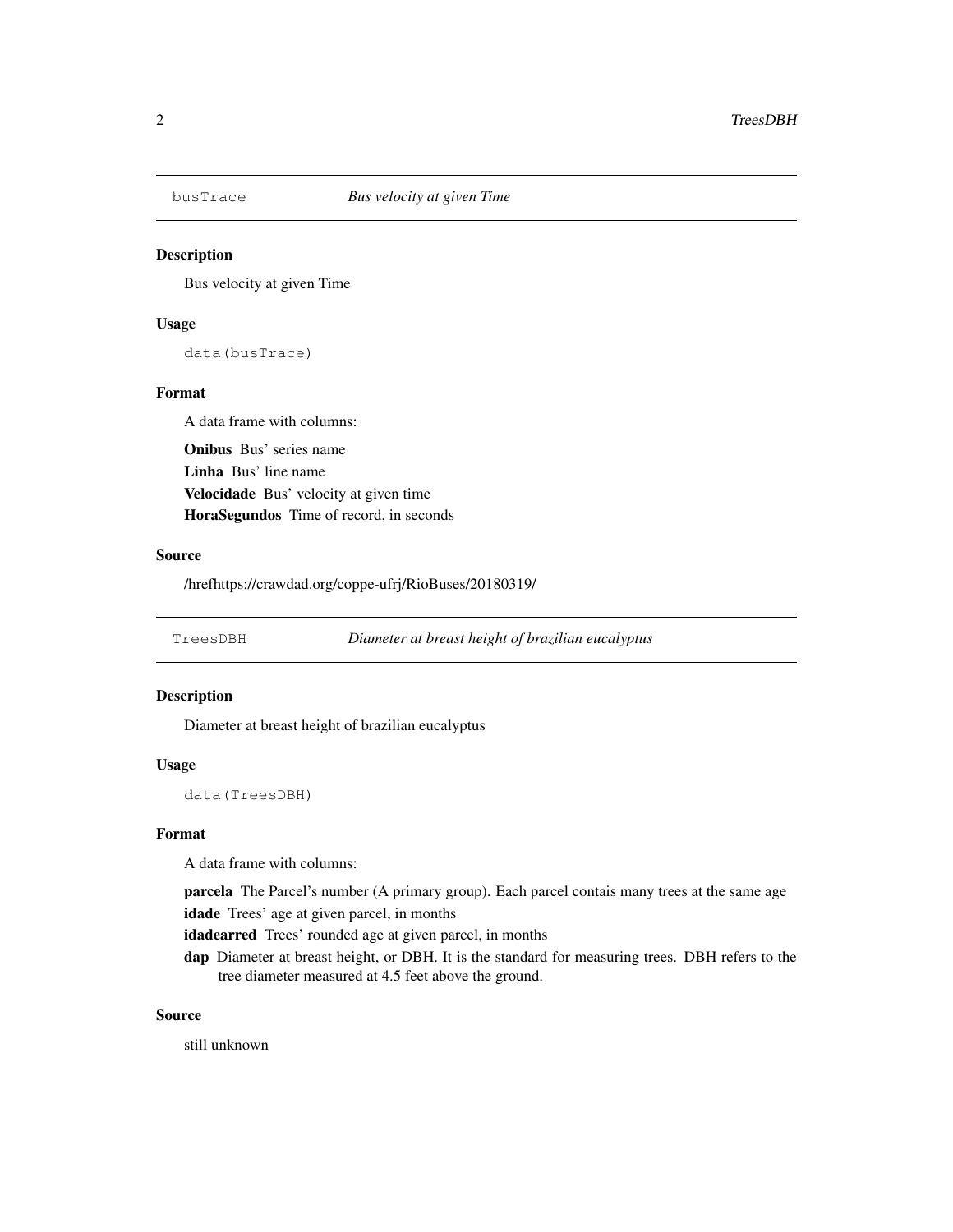## busTrace *Bus velocity at given Time*

### Description

Bus velocity at given Time

### Usage

```
data(busTrace)
```

### Format

A data frame with columns:

**Onibus** Bus' series name

**Linha** Bus' line name

**Velocidade** Bus' velocity at given time

**HoraSegundos** Time of record, in seconds

### Source

/hrefhttps://crawdad.org/coppe-ufrj/RioBuses/20180319/

## TreesDBH *Diameter at breast height of brazilian eucalyptus*

### Description

Diameter at breast height of brazilian eucalyptus

### Usage

```
data(TreesDBH)
```

### Format

A data frame with columns:

**parcela** The Parcel's number (A primary group). Each parcel contais many trees at the same age

**idade** Trees' age at given parcel, in months

**idadearred** Trees' rounded age at given parcel, in months

**dap** Diameter at breast height, or DBH. It is the standard for measuring trees. DBH refers to the tree diameter measured at 4.5 feet above the ground.

### Source

still unknown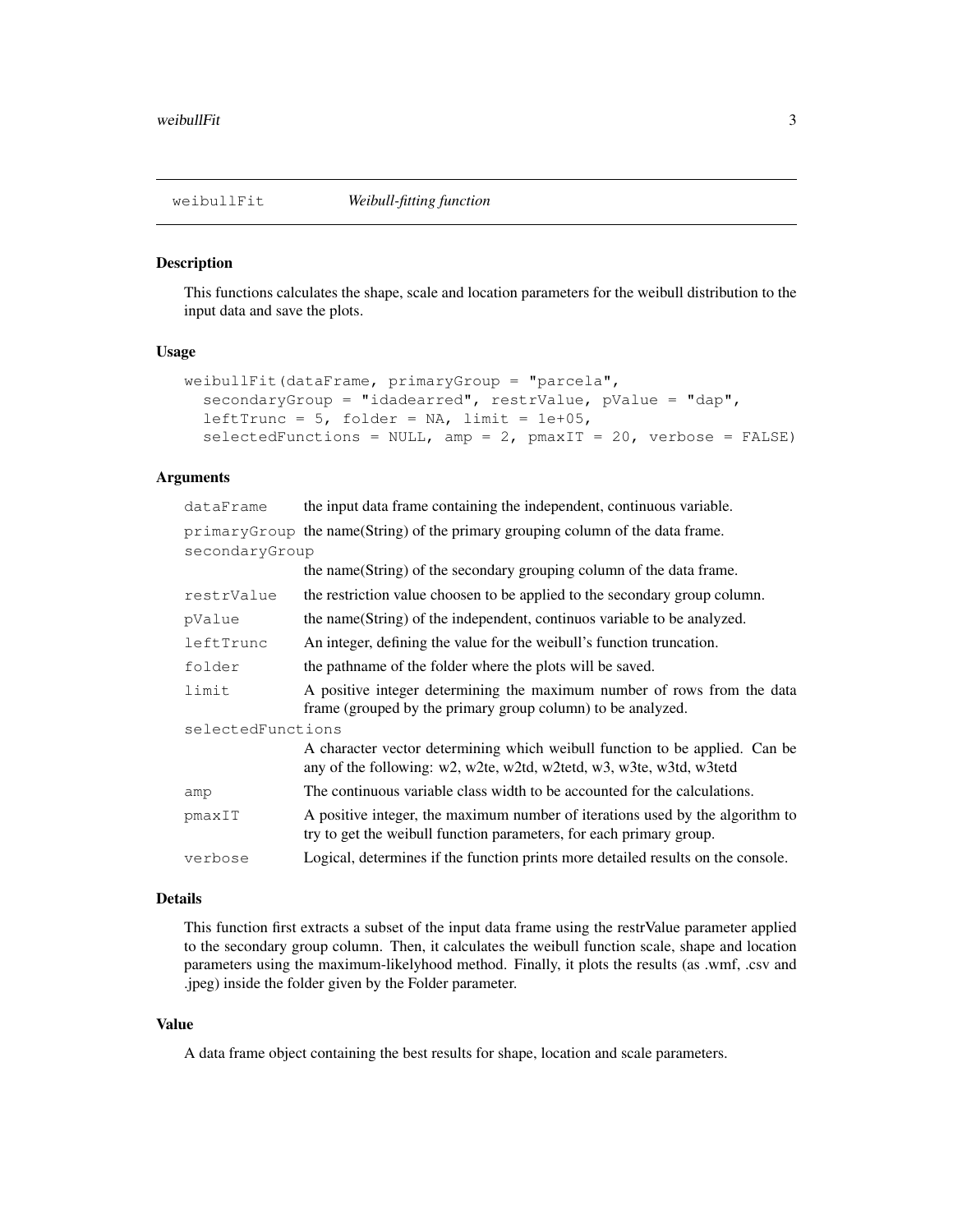# weibullFit — *Weibull-fitting function*

## Description

This functions calculates the shape, scale and location parameters for the weibull distribution to the input data and save the plots.

## Usage

```
weibullFit(dataFrame, primaryGroup = "parcela",
  secondaryGroup = "idadearred", restrValue, pValue = "dap",
  leftTrunc = 5, folder = NA, limit = 1e+05,
  selectedFunctions = NULL, amp = 2, pmaxIT = 20, verbose = FALSE)
```

## Arguments

| Argument | Description |
| --- | --- |
| `dataFrame` | the input data frame containing the independent, continuous variable. |
| `primaryGroup` | the name(String) of the primary grouping column of the data frame. |
| `secondaryGroup` | the name(String) of the secondary grouping column of the data frame. |
| `restrValue` | the restriction value choosen to be applied to the secondary group column. |
| `pValue` | the name(String) of the independent, continuos variable to be analyzed. |
| `leftTrunc` | An integer, defining the value for the weibull's function truncation. |
| `folder` | the pathname of the folder where the plots will be saved. |
| `limit` | A positive integer determining the maximum number of rows from the data frame (grouped by the primary group column) to be analyzed. |
| `selectedFunctions` | A character vector determining which weibull function to be applied. Can be any of the following: w2, w2te, w2td, w2tetd, w3, w3te, w3td, w3tetd |
| `amp` | The continuous variable class width to be accounted for the calculations. |
| `pmaxIT` | A positive integer, the maximum number of iterations used by the algorithm to try to get the weibull function parameters, for each primary group. |
| `verbose` | Logical, determines if the function prints more detailed results on the console. |

## Details

This function first extracts a subset of the input data frame using the restrValue parameter applied to the secondary group column. Then, it calculates the weibull function scale, shape and location parameters using the maximum-likelyhood method. Finally, it plots the results (as .wmf, .csv and .jpeg) inside the folder given by the Folder parameter.

## Value

A data frame object containing the best results for shape, location and scale parameters.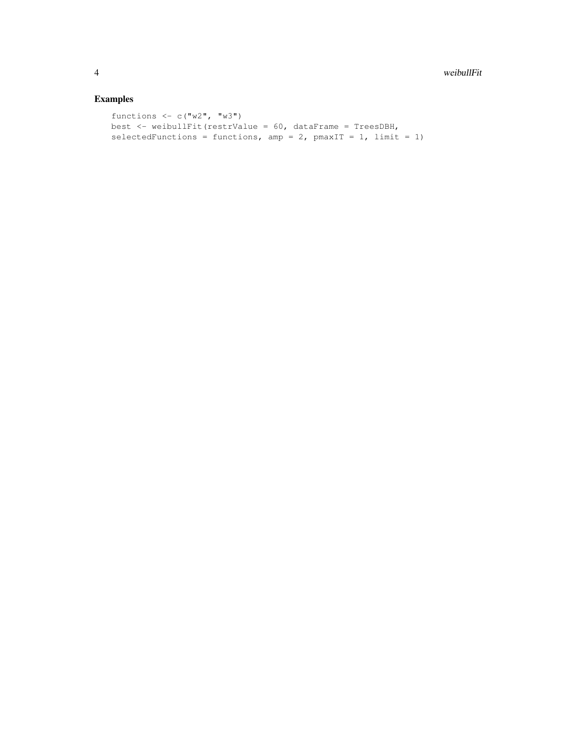## Examples

```
functions <- c("w2", "w3")
best <- weibullFit(restrValue = 60, dataFrame = TreesDBH,
selectedFunctions = functions, amp = 2, pmaxIT = 1, limit = 1)
```